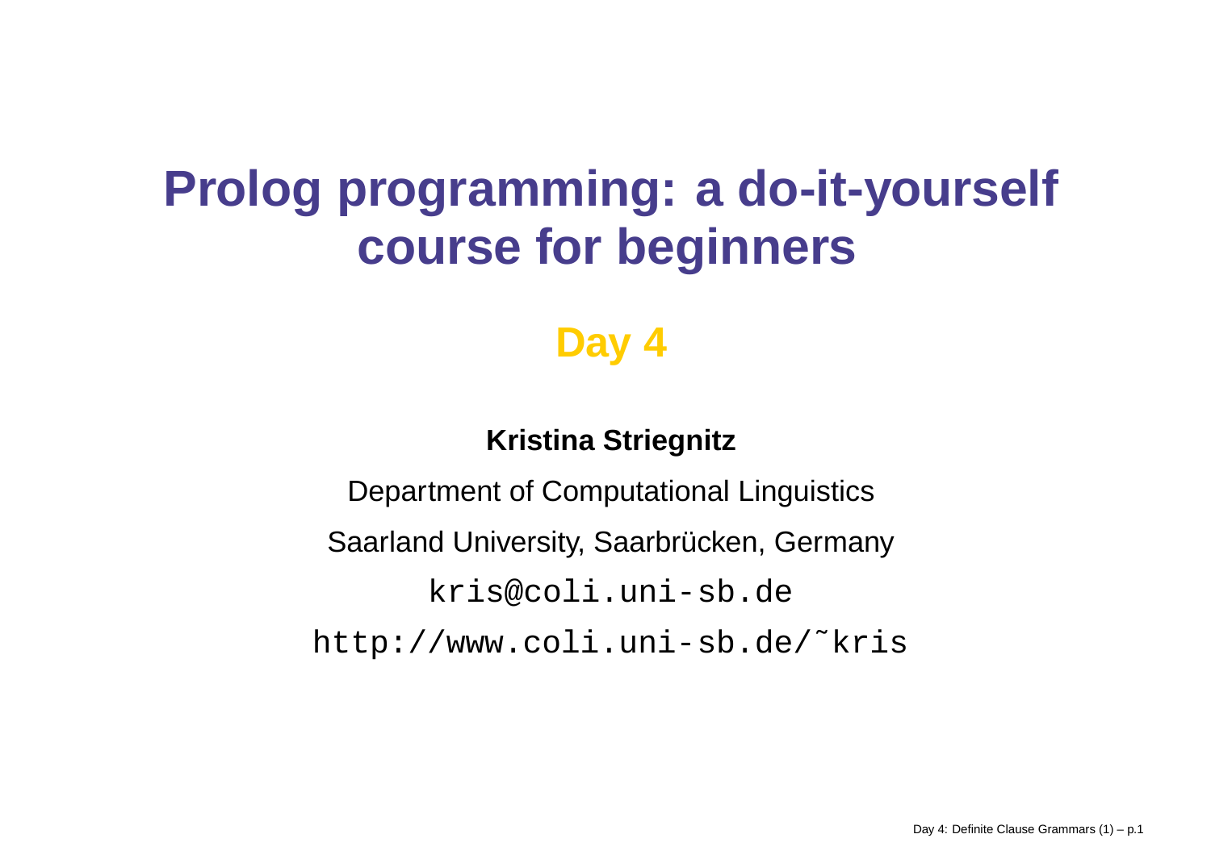# Prolog programming: a do-it-yourself course for beginners

## Day 4

**Kristina Striegnitz**

Department of Computational Linguistics

Saarland University, Saarbrücken, Germany

`kris@coli.uni-sb.de`

`http://www.coli.uni-sb.de/~kris`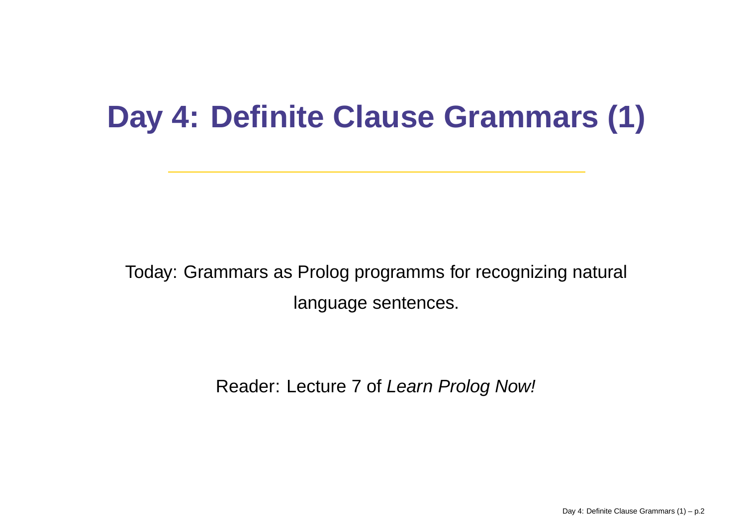# Day 4: Definite Clause Grammars (1)

Today: Grammars as Prolog programms for recognizing natural language sentences.

Reader: Lecture 7 of *Learn Prolog Now!*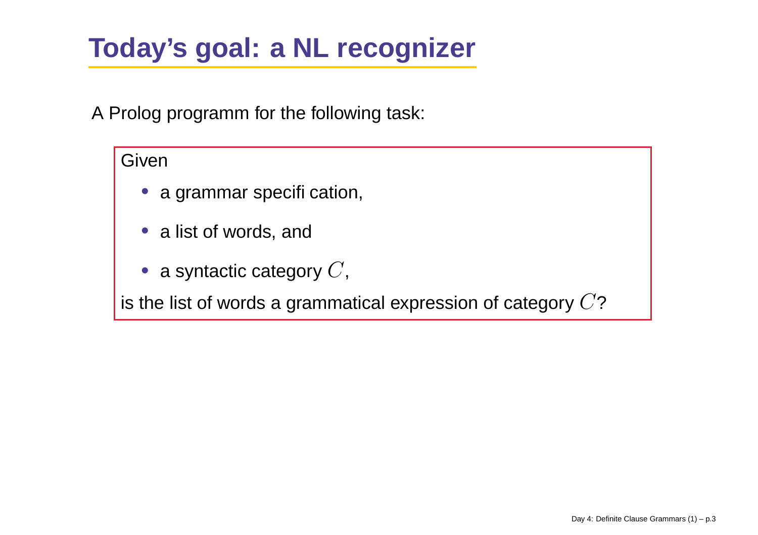# Today's goal: a NL recognizer

A Prolog programm for the following task:

Given

- a grammar specifi cation,
- a list of words, and
- a syntactic category $C$,

is the list of words a grammatical expression of category $C$?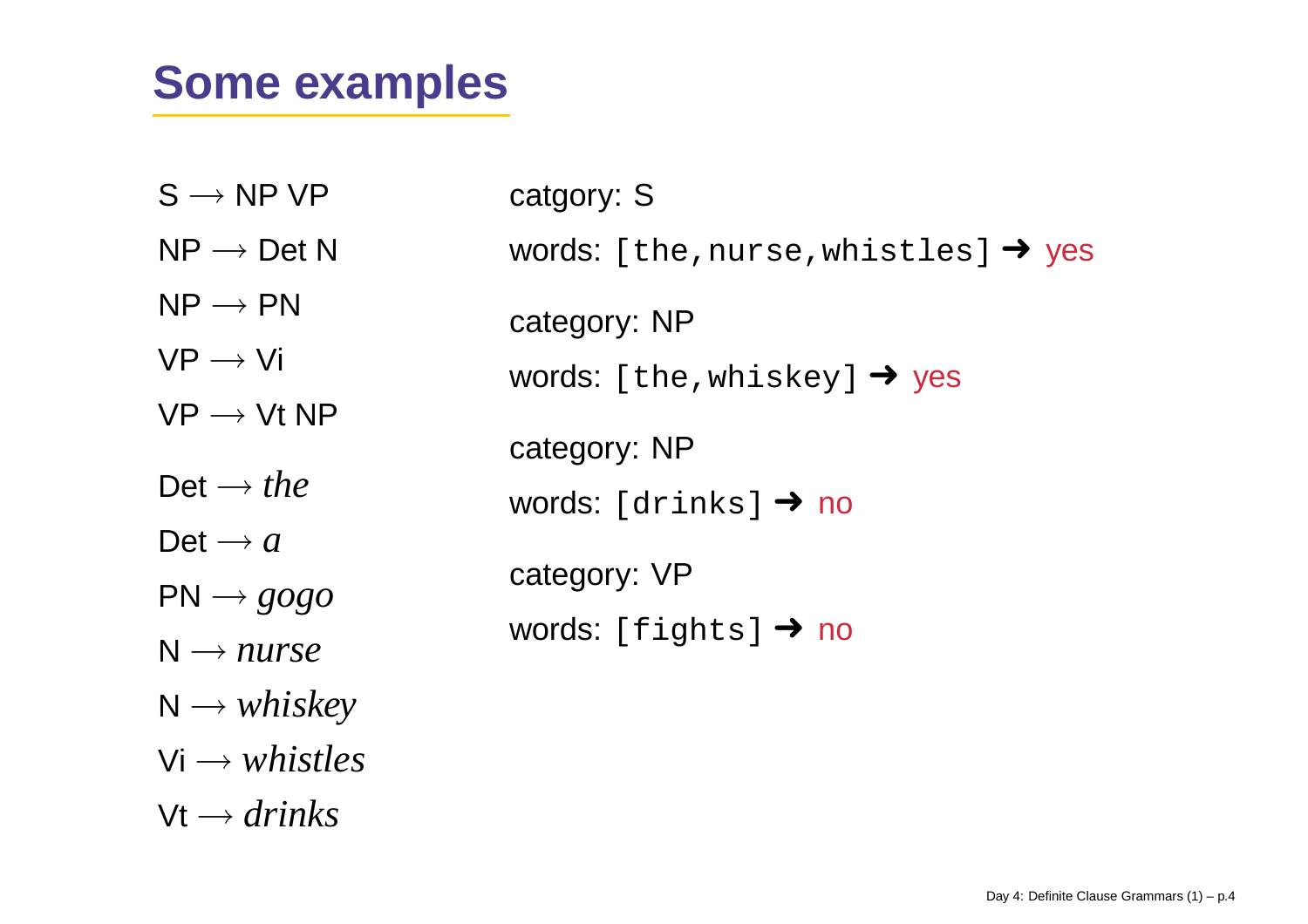# Some examples

S $\longrightarrow$ NP VP

NP $\longrightarrow$ Det N

NP $\longrightarrow$ PN

VP $\longrightarrow$ Vi

VP $\longrightarrow$ Vt NP

Det $\longrightarrow$ *the*

Det $\longrightarrow$ *a*

PN $\longrightarrow$ *gogo*

N $\longrightarrow$ *nurse*

N $\longrightarrow$ *whiskey*

Vi $\longrightarrow$ *whistles*

Vt $\longrightarrow$ *drinks*

catgory: S

words: `[the,nurse,whistles]` ➜ yes

category: NP

words: `[the,whiskey]` ➜ yes

category: NP

words: `[drinks]` ➜ no

category: VP

words: `[fights]` ➜ no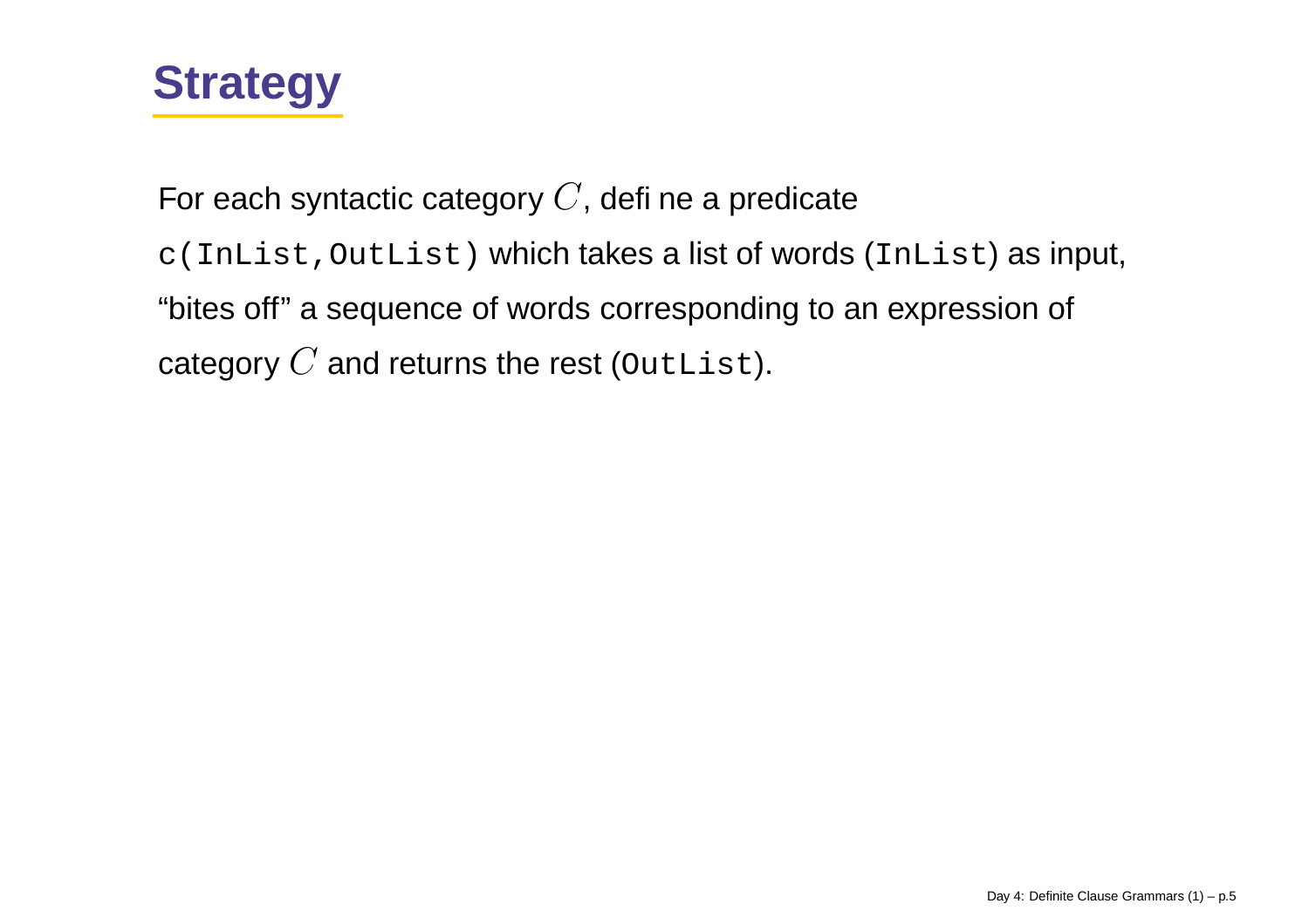# Strategy

For each syntactic category $C$, define a predicate `c(InList,OutList)` which takes a list of words (`InList`) as input, "bites off" a sequence of words corresponding to an expression of category $C$ and returns the rest (`OutList`).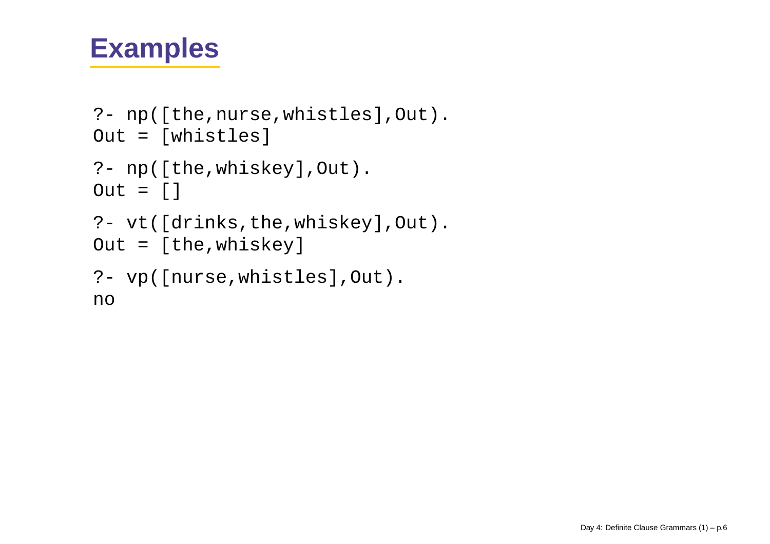# Examples

```
?- np([the,nurse,whistles],Out).
Out = [whistles]

?- np([the,whiskey],Out).
Out = []

?- vt([drinks,the,whiskey],Out).
Out = [the,whiskey]

?- vp([nurse,whistles],Out).
no
```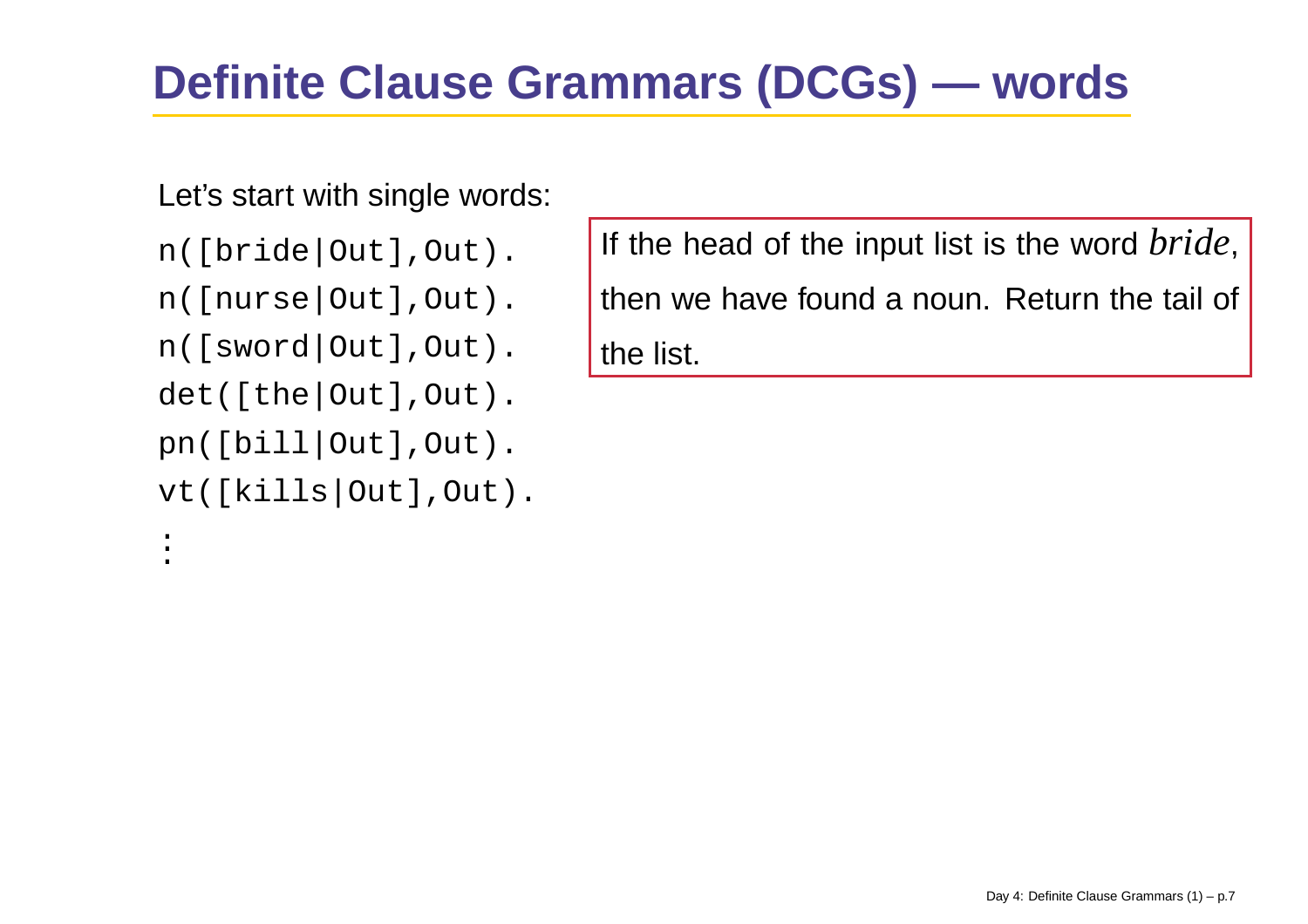# Definite Clause Grammars (DCGs) — words

Let's start with single words:

```
n([bride|Out],Out).
n([nurse|Out],Out).
n([sword|Out],Out).
det([the|Out],Out).
pn([bill|Out],Out).
vt([kills|Out],Out).
⋮
```

If the head of the input list is the word *bride*, then we have found a noun. Return the tail of the list.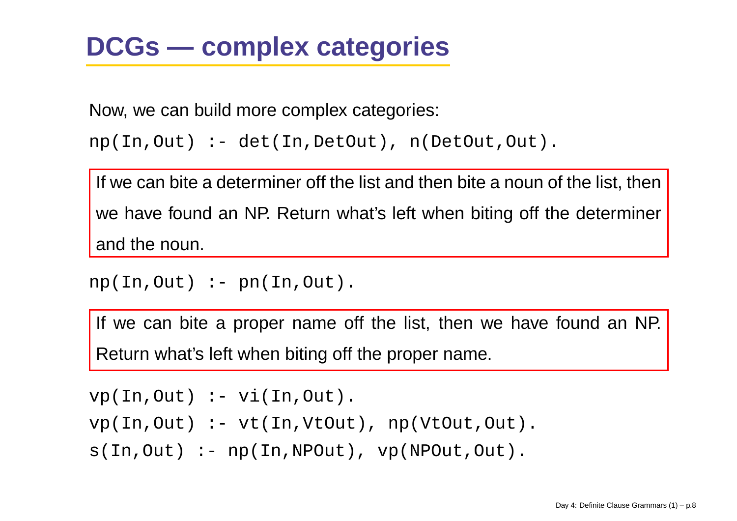# DCGs — complex categories

Now, we can build more complex categories:

```
np(In,Out) :- det(In,DetOut), n(DetOut,Out).
```

If we can bite a determiner off the list and then bite a noun of the list, then we have found an NP. Return what's left when biting off the determiner and the noun.

```
np(In,Out) :- pn(In,Out).
```

If we can bite a proper name off the list, then we have found an NP. Return what's left when biting off the proper name.

```
vp(In,Out) :- vi(In,Out).
vp(In,Out) :- vt(In,VtOut), np(VtOut,Out).
s(In,Out) :- np(In,NPOut), vp(NPOut,Out).
```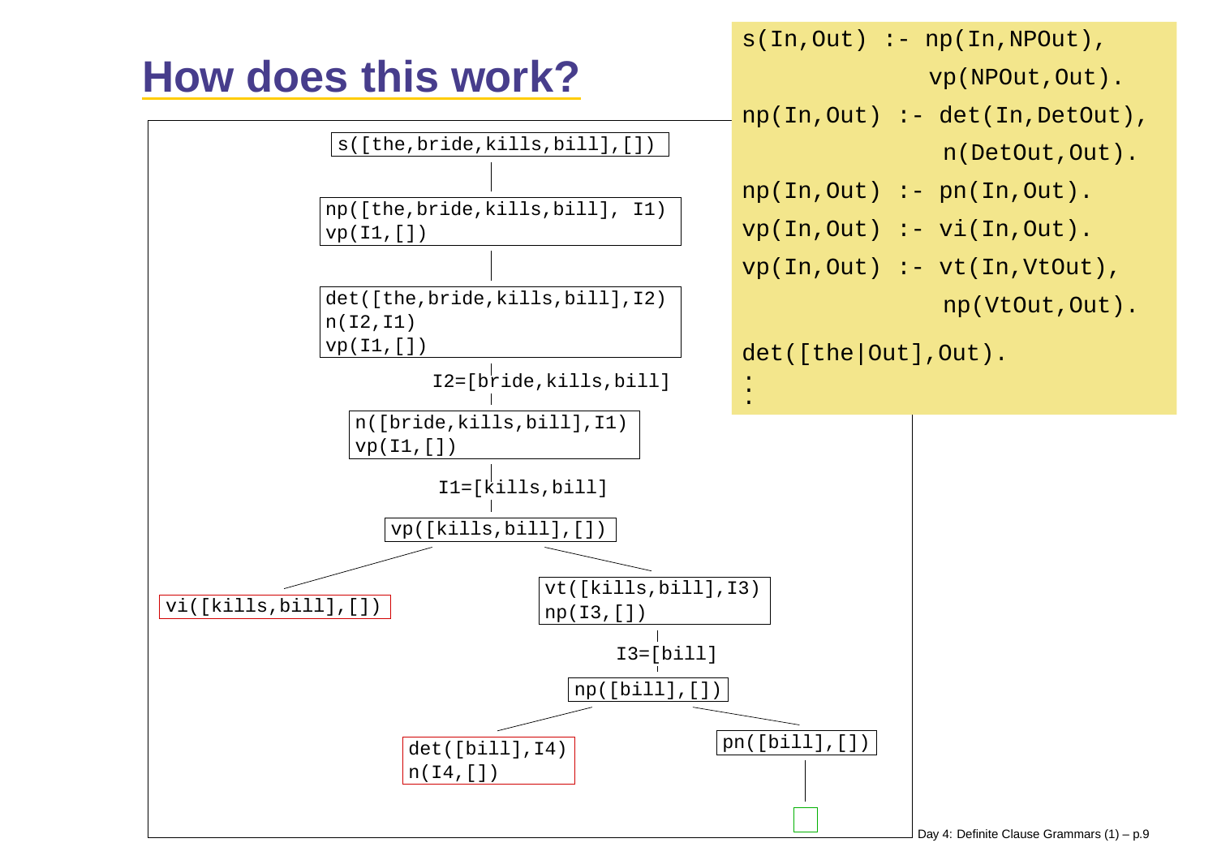# How does this work?

```
s(In,Out) :- np(In,NPOut),
             vp(NPOut,Out).
np(In,Out) :- det(In,DetOut),
              n(DetOut,Out).
np(In,Out) :- pn(In,Out).
vp(In,Out) :- vi(In,Out).
vp(In,Out) :- vt(In,VtOut),
              np(VtOut,Out).
det([the|Out],Out).
:
```

```
s([the,bride,kills,bill],[])
        |
np([the,bride,kills,bill], I1)
vp(I1,[])
        |
det([the,bride,kills,bill],I2)
n(I2,I1)
vp(I1,[])
        |
   I2=[bride,kills,bill]
        |
n([bride,kills,bill],I1)
vp(I1,[])
        |
   I1=[kills,bill]
        |
vp([kills,bill],[])
   /                         \
vi([kills,bill],[])     vt([kills,bill],I3)
                        np(I3,[])
                             |
                         I3=[bill]
                             |
                        np([bill],[])
                       /             \
            det([bill],I4)        pn([bill],[])
            n(I4,[])                   |
                                      [ ]
```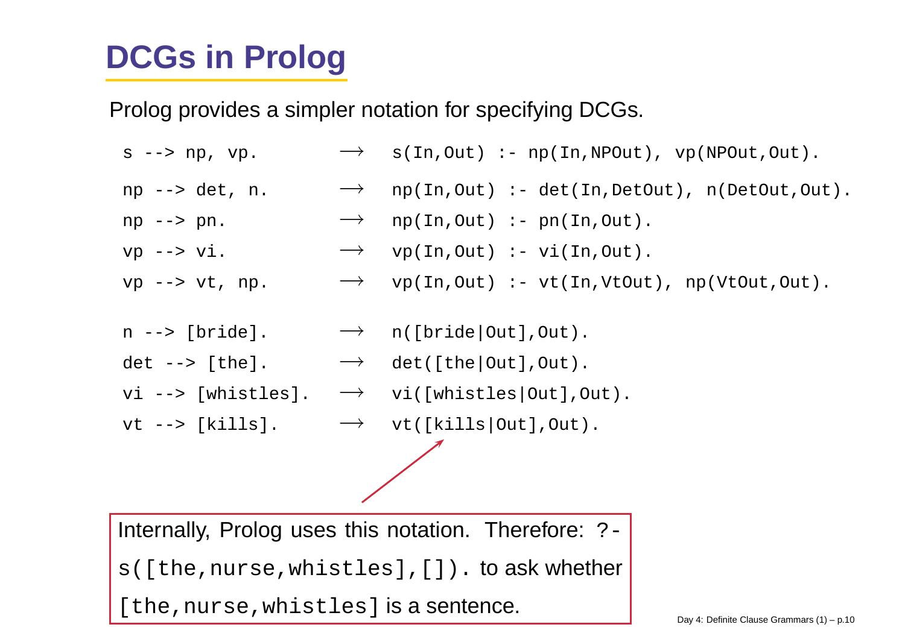# DCGs in Prolog

Prolog provides a simpler notation for specifying DCGs.

```
s --> np, vp.          ⟶   s(In,Out) :- np(In,NPOut), vp(NPOut,Out).
np --> det, n.         ⟶   np(In,Out) :- det(In,DetOut), n(DetOut,Out).
np --> pn.             ⟶   np(In,Out) :- pn(In,Out).
vp --> vi.             ⟶   vp(In,Out) :- vi(In,Out).
vp --> vt, np.         ⟶   vp(In,Out) :- vt(In,VtOut), np(VtOut,Out).

n --> [bride].         ⟶   n([bride|Out],Out).
det --> [the].         ⟶   det([the|Out],Out).
vi --> [whistles].     ⟶   vi([whistles|Out],Out).
vt --> [kills].        ⟶   vt([kills|Out],Out).
```

Internally, Prolog uses this notation. Therefore: `?- s([the,nurse,whistles],[]).` to ask whether `[the,nurse,whistles]` is a sentence.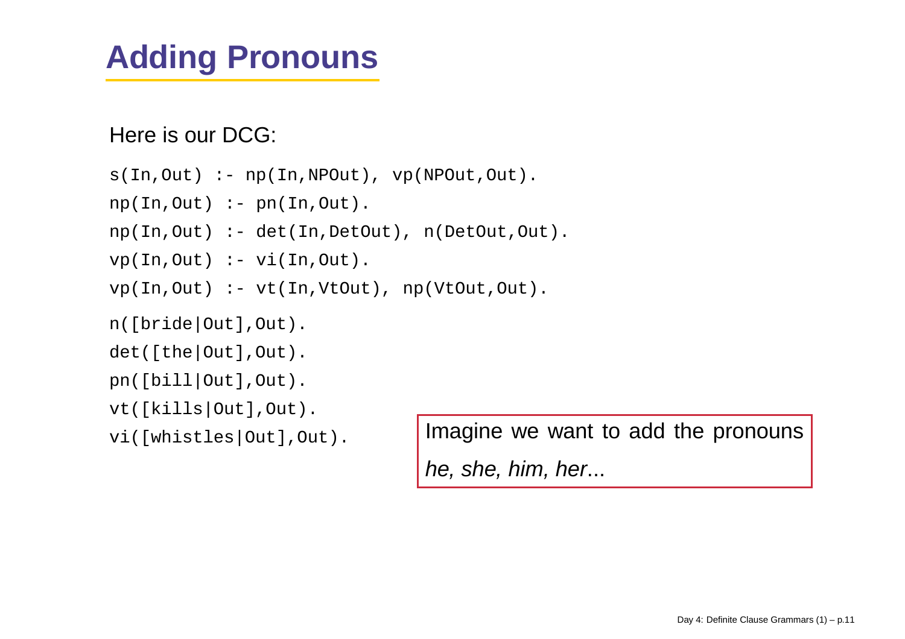# Adding Pronouns

Here is our DCG:

```
s(In,Out) :- np(In,NPOut), vp(NPOut,Out).
np(In,Out) :- pn(In,Out).
np(In,Out) :- det(In,DetOut), n(DetOut,Out).
vp(In,Out) :- vi(In,Out).
vp(In,Out) :- vt(In,VtOut), np(VtOut,Out).

n([bride|Out],Out).
det([the|Out],Out).
pn([bill|Out],Out).
vt([kills|Out],Out).
vi([whistles|Out],Out).
```

Imagine we want to add the pronouns *he, she, him, her*...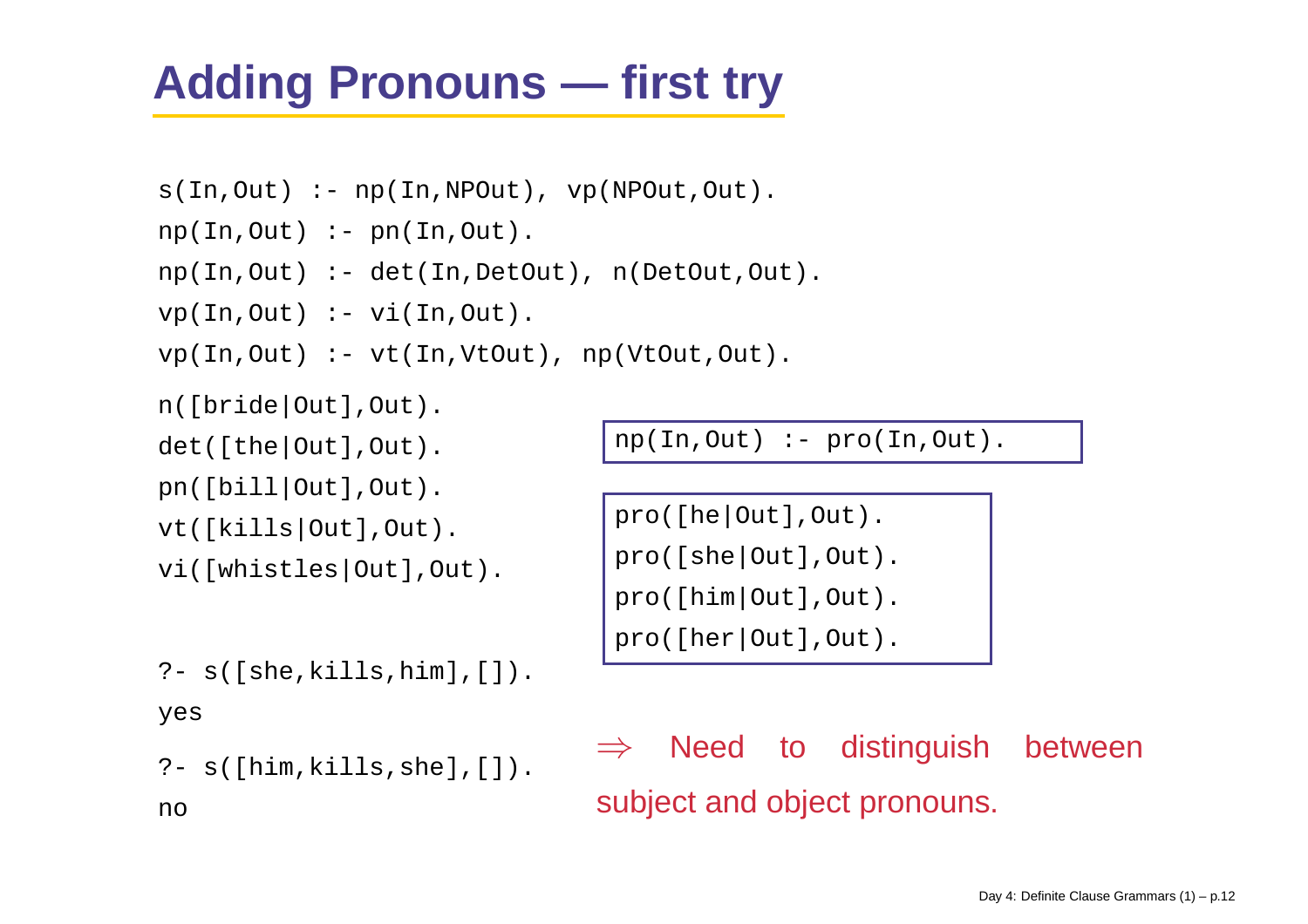# Adding Pronouns — first try

```
s(In,Out) :- np(In,NPOut), vp(NPOut,Out).
np(In,Out) :- pn(In,Out).
np(In,Out) :- det(In,DetOut), n(DetOut,Out).
vp(In,Out) :- vi(In,Out).
vp(In,Out) :- vt(In,VtOut), np(VtOut,Out).
```

```
n([bride|Out],Out).
det([the|Out],Out).
pn([bill|Out],Out).
vt([kills|Out],Out).
vi([whistles|Out],Out).
```

```
np(In,Out) :- pro(In,Out).
```

```
pro([he|Out],Out).
pro([she|Out],Out).
pro([him|Out],Out).
pro([her|Out],Out).
```

```
?- s([she,kills,him],[]).
yes
?- s([him,kills,she],[]).
no
```

$\Rightarrow$ Need to distinguish between subject and object pronouns.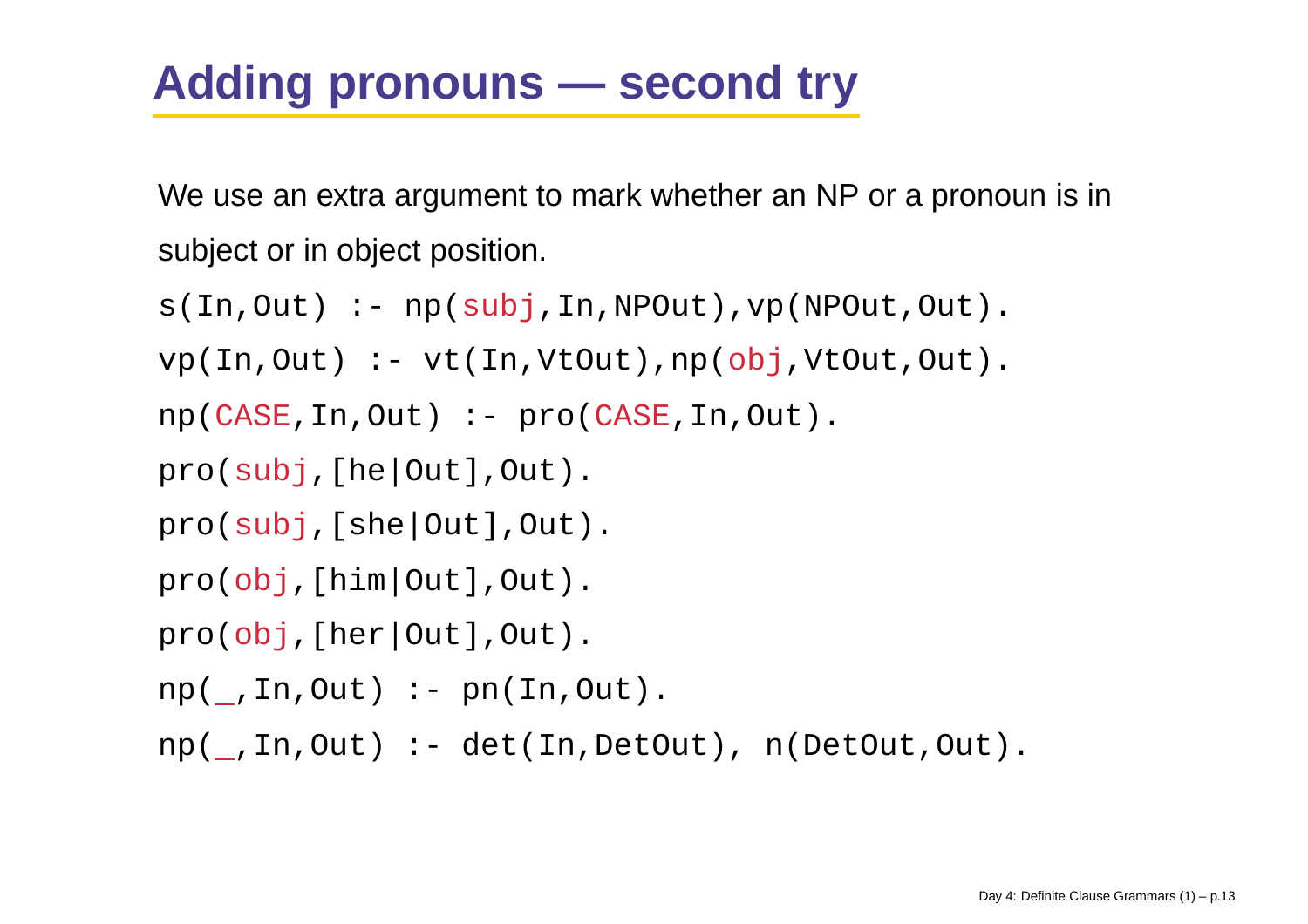# Adding pronouns — second try

We use an extra argument to mark whether an NP or a pronoun is in subject or in object position.

```
s(In,Out) :- np(subj,In,NPOut),vp(NPOut,Out).
vp(In,Out) :- vt(In,VtOut),np(obj,VtOut,Out).
np(CASE,In,Out) :- pro(CASE,In,Out).
pro(subj,[he|Out],Out).
pro(subj,[she|Out],Out).
pro(obj,[him|Out],Out).
pro(obj,[her|Out],Out).
np(_,In,Out) :- pn(In,Out).
np(_,In,Out) :- det(In,DetOut), n(DetOut,Out).
```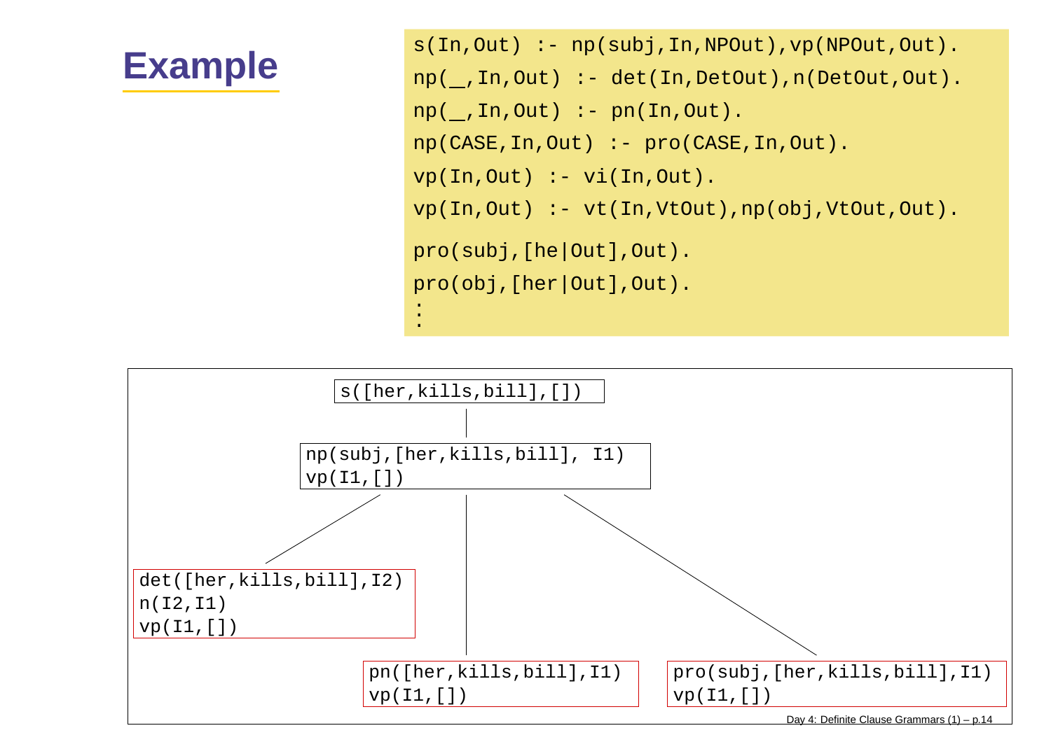# Example

```
s(In,Out) :- np(subj,In,NPOut),vp(NPOut,Out).
np(_,In,Out) :- det(In,DetOut),n(DetOut,Out).
np(_,In,Out) :- pn(In,Out).
np(CASE,In,Out) :- pro(CASE,In,Out).
vp(In,Out) :- vi(In,Out).
vp(In,Out) :- vt(In,VtOut),np(obj,VtOut,Out).

pro(subj,[he|Out],Out).
pro(obj,[her|Out],Out).
:
```

```
s([her,kills,bill],[])
    |
np(subj,[her,kills,bill], I1)
vp(I1,[])
    |
    +-- det([her,kills,bill],I2)
    |   n(I2,I1)
    |   vp(I1,[])
    |
    +-- pn([her,kills,bill],I1)
    |   vp(I1,[])
    |
    +-- pro(subj,[her,kills,bill],I1)
        vp(I1,[])
```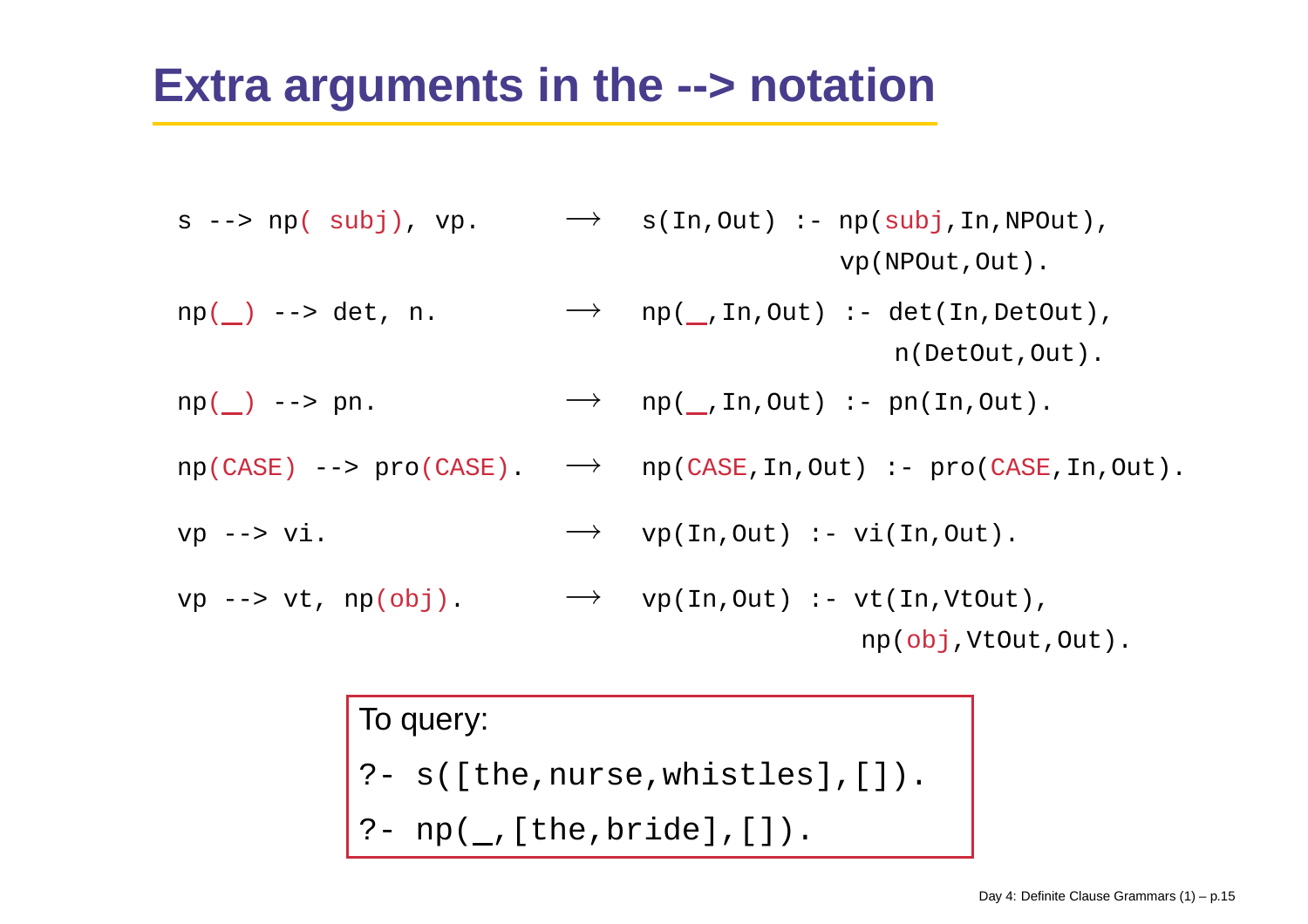# Extra arguments in the --> notation

```
s --> np( subj), vp.          ⟶   s(In,Out) :- np(subj,In,NPOut),
                                              vp(NPOut,Out).

np(_) --> det, n.             ⟶   np(_,In,Out) :- det(In,DetOut),
                                                  n(DetOut,Out).

np(_) --> pn.                 ⟶   np(_,In,Out) :- pn(In,Out).

np(CASE) --> pro(CASE).       ⟶   np(CASE,In,Out) :- pro(CASE,In,Out).

vp --> vi.                    ⟶   vp(In,Out) :- vi(In,Out).

vp --> vt, np(obj).           ⟶   vp(In,Out) :- vt(In,VtOut),
                                                np(obj,VtOut,Out).
```

To query:

```
?- s([the,nurse,whistles],[]).
?- np(_,[the,bride],[]).
```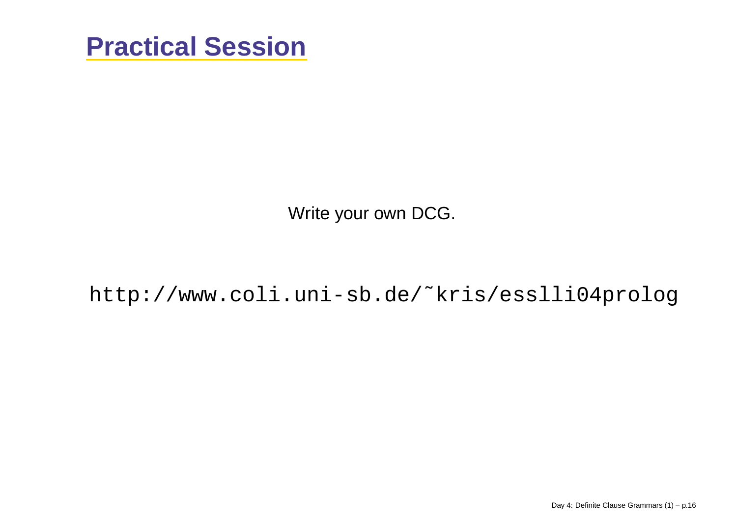# Practical Session

Write your own DCG.

`http://www.coli.uni-sb.de/~kris/esslli04prolog`